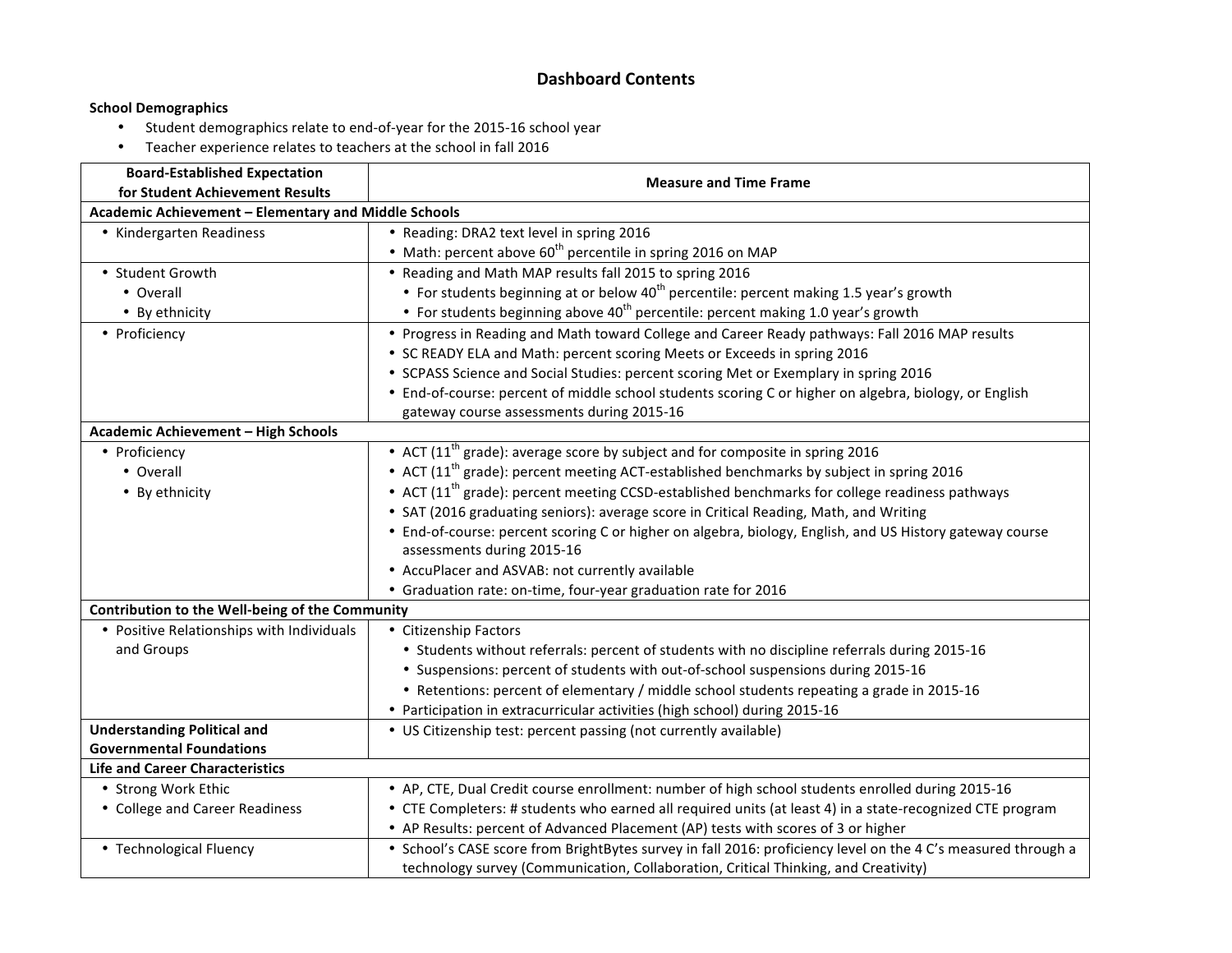# Dashboard Contents

**School Demographics**

- Student demographics relate to end-of-year for the 2015-16 school year
- Teacher experience relates to teachers at the school in fall 2016

| Board-Established Expectation for Student Achievement Results | Measure and Time Frame |
|---|---|
| **Academic Achievement – Elementary and Middle Schools** | |
| • Kindergarten Readiness | • Reading: DRA2 text level in spring 2016<br>• Math: percent above 60th percentile in spring 2016 on MAP |
| • Student Growth<br>  • Overall<br>  • By ethnicity | • Reading and Math MAP results fall 2015 to spring 2016<br>  • For students beginning at or below 40th percentile: percent making 1.5 year's growth<br>  • For students beginning above 40th percentile: percent making 1.0 year's growth |
| • Proficiency | • Progress in Reading and Math toward College and Career Ready pathways: Fall 2016 MAP results<br>• SC READY ELA and Math: percent scoring Meets or Exceeds in spring 2016<br>• SCPASS Science and Social Studies: percent scoring Met or Exemplary in spring 2016<br>• End-of-course: percent of middle school students scoring C or higher on algebra, biology, or English gateway course assessments during 2015-16 |
| **Academic Achievement – High Schools** | |
| • Proficiency<br>  • Overall<br>  • By ethnicity | • ACT (11th grade): average score by subject and for composite in spring 2016<br>• ACT (11th grade): percent meeting ACT-established benchmarks by subject in spring 2016<br>• ACT (11th grade): percent meeting CCSD-established benchmarks for college readiness pathways<br>• SAT (2016 graduating seniors): average score in Critical Reading, Math, and Writing<br>• End-of-course: percent scoring C or higher on algebra, biology, English, and US History gateway course assessments during 2015-16<br>• AccuPlacer and ASVAB: not currently available<br>• Graduation rate: on-time, four-year graduation rate for 2016 |
| **Contribution to the Well-being of the Community** | |
| • Positive Relationships with Individuals and Groups | • Citizenship Factors<br>  • Students without referrals: percent of students with no discipline referrals during 2015-16<br>  • Suspensions: percent of students with out-of-school suspensions during 2015-16<br>  • Retentions: percent of elementary / middle school students repeating a grade in 2015-16<br>• Participation in extracurricular activities (high school) during 2015-16 |
| **Understanding Political and Governmental Foundations** | • US Citizenship test: percent passing (not currently available) |
| **Life and Career Characteristics** | |
| • Strong Work Ethic<br>• College and Career Readiness | • AP, CTE, Dual Credit course enrollment: number of high school students enrolled during 2015-16<br>• CTE Completers: # students who earned all required units (at least 4) in a state-recognized CTE program<br>• AP Results: percent of Advanced Placement (AP) tests with scores of 3 or higher |
| • Technological Fluency | • School's CASE score from BrightBytes survey in fall 2016: proficiency level on the 4 C's measured through a technology survey (Communication, Collaboration, Critical Thinking, and Creativity) |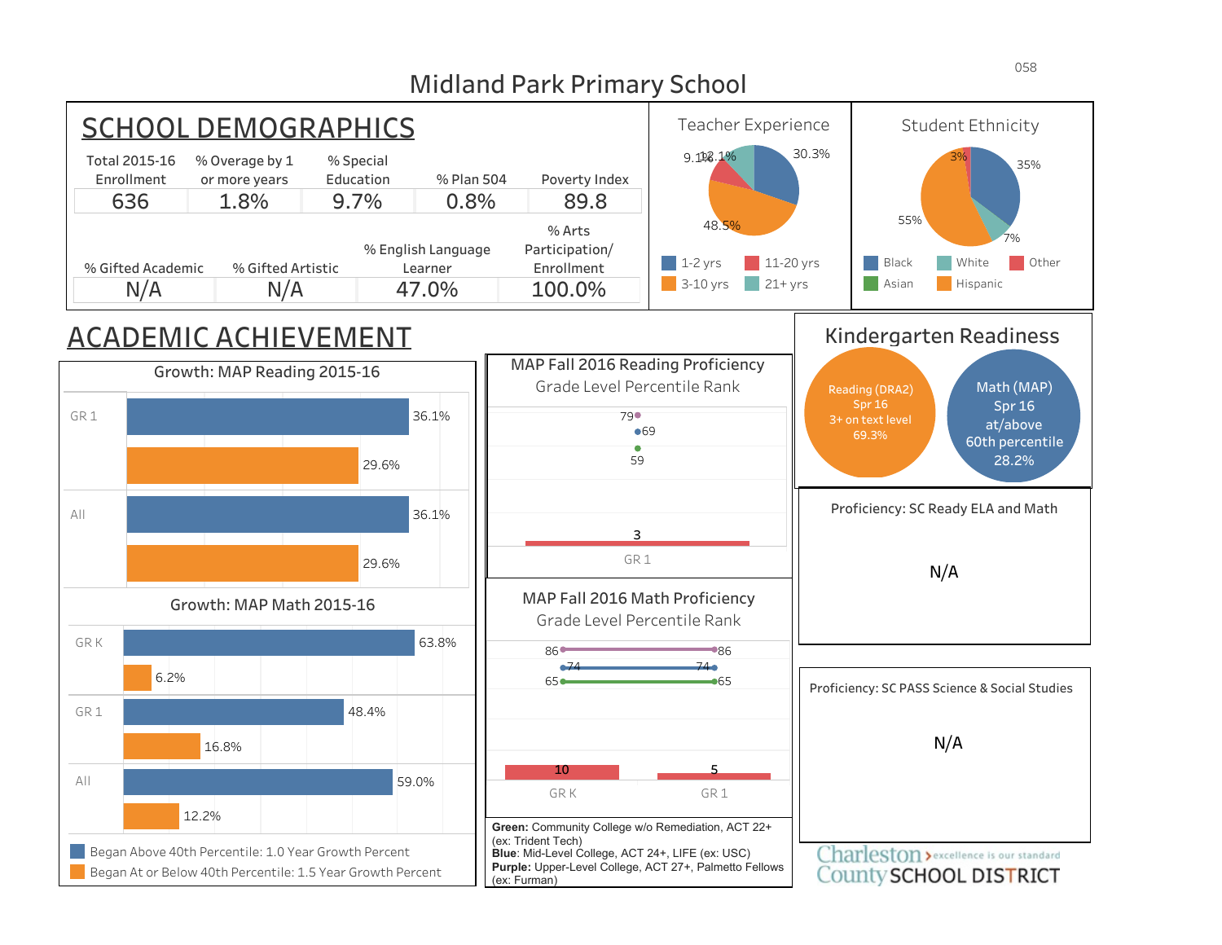# Midland Park Primary School

## SCHOOL DEMOGRAPHICS

| Total 2015-16 Enrollment | % Overage by 1 or more years | % Special Education | % Plan 504 | Poverty Index |
|---|---|---|---|---|
| 636 | 1.8% | 9.7% | 0.8% | 89.8 |

| % Gifted Academic | % Gifted Artistic | % English Language Learner | % Arts Participation/ Enrollment |
|---|---|---|---|
| N/A | N/A | 47.0% | 100.0% |

### Teacher Experience

| Experience | % |
|---|---|
| 1-2 yrs | 30.3% |
| 3-10 yrs | 48.5% |
| 11-20 yrs | 9.1% |
| 21+ yrs | 12.1% |

### Student Ethnicity

| Ethnicity | % |
|---|---|
| Black | 35% |
| White | 7% |
| Other | 3% |
| Asian | |
| Hispanic | 55% |

## ACADEMIC ACHIEVEMENT

### Growth: MAP Reading 2015-16

| | Began Above 40th Percentile: 1.0 Year Growth Percent | Began At or Below 40th Percentile: 1.5 Year Growth Percent |
|---|---|---|
| GR 1 | 36.1% | 29.6% |
| All | 36.1% | 29.6% |

### Growth: MAP Math 2015-16

| | Began Above 40th Percentile: 1.0 Year Growth Percent | Began At or Below 40th Percentile: 1.5 Year Growth Percent |
|---|---|---|
| GR K | 63.8% | 6.2% |
| GR 1 | 48.4% | 16.8% |
| All | 59.0% | 12.2% |

### MAP Fall 2016 Reading Proficiency Grade Level Percentile Rank

| | School | Green | Blue | Purple |
|---|---|---|---|---|
| GR 1 | 3 | 59 | 69 | 79 |

### MAP Fall 2016 Math Proficiency Grade Level Percentile Rank

| | School | Green | Blue | Purple |
|---|---|---|---|---|
| GR K | 10 | 65 | 74 | 86 |
| GR 1 | 5 | 65 | 74 | 86 |

**Green:** Community College w/o Remediation, ACT 22+ (ex: Trident Tech)
**Blue**: Mid-Level College, ACT 24+, LIFE (ex: USC)
**Purple:** Upper-Level College, ACT 27+, Palmetto Fellows (ex: Furman)

### Kindergarten Readiness

- Reading (DRA2) Spr 16 3+ on text level: 69.3%
- Math (MAP) Spr 16 at/above 60th percentile: 28.2%

### Proficiency: SC Ready ELA and Math

N/A

### Proficiency: SC PASS Science & Social Studies

N/A

Charleston County SCHOOL DISTRICT — excellence is our standard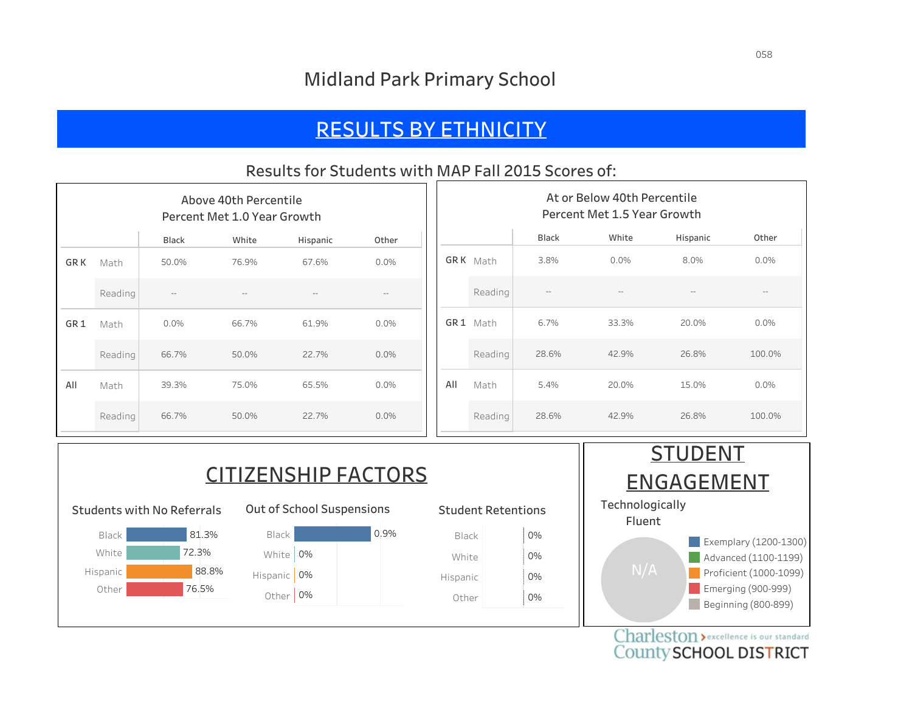# Midland Park Primary School

## RESULTS BY ETHNICITY

### Results for Students with MAP Fall 2015 Scores of:

**Above 40th Percentile**
**Percent Met 1.0 Year Growth**

| | | Black | White | Hispanic | Other |
|---|---|---|---|---|---|
| GR K | Math | 50.0% | 76.9% | 67.6% | 0.0% |
| | Reading | -- | -- | -- | -- |
| GR 1 | Math | 0.0% | 66.7% | 61.9% | 0.0% |
| | Reading | 66.7% | 50.0% | 22.7% | 0.0% |
| All | Math | 39.3% | 75.0% | 65.5% | 0.0% |
| | Reading | 66.7% | 50.0% | 22.7% | 0.0% |

**At or Below 40th Percentile**
**Percent Met 1.5 Year Growth**

| | | Black | White | Hispanic | Other |
|---|---|---|---|---|---|
| GR K | Math | 3.8% | 0.0% | 8.0% | 0.0% |
| | Reading | -- | -- | -- | -- |
| GR 1 | Math | 6.7% | 33.3% | 20.0% | 0.0% |
| | Reading | 28.6% | 42.9% | 26.8% | 100.0% |
| All | Math | 5.4% | 20.0% | 15.0% | 0.0% |
| | Reading | 28.6% | 42.9% | 26.8% | 100.0% |

## CITIZENSHIP FACTORS

Students with No Referrals

Black 81.3%
White 72.3%
Hispanic 88.8%
Other 76.5%

Out of School Suspensions

Black 0.9%
White 0%
Hispanic 0%
Other 0%

Student Retentions

Black 0%
White 0%
Hispanic 0%
Other 0%

## STUDENT ENGAGEMENT

Technologically Fluent

N/A

Exemplary (1200-1300)
Advanced (1100-1199)
Proficient (1000-1099)
Emerging (900-999)
Beginning (800-899)

Charleston County SCHOOL DISTRICT excellence is our standard